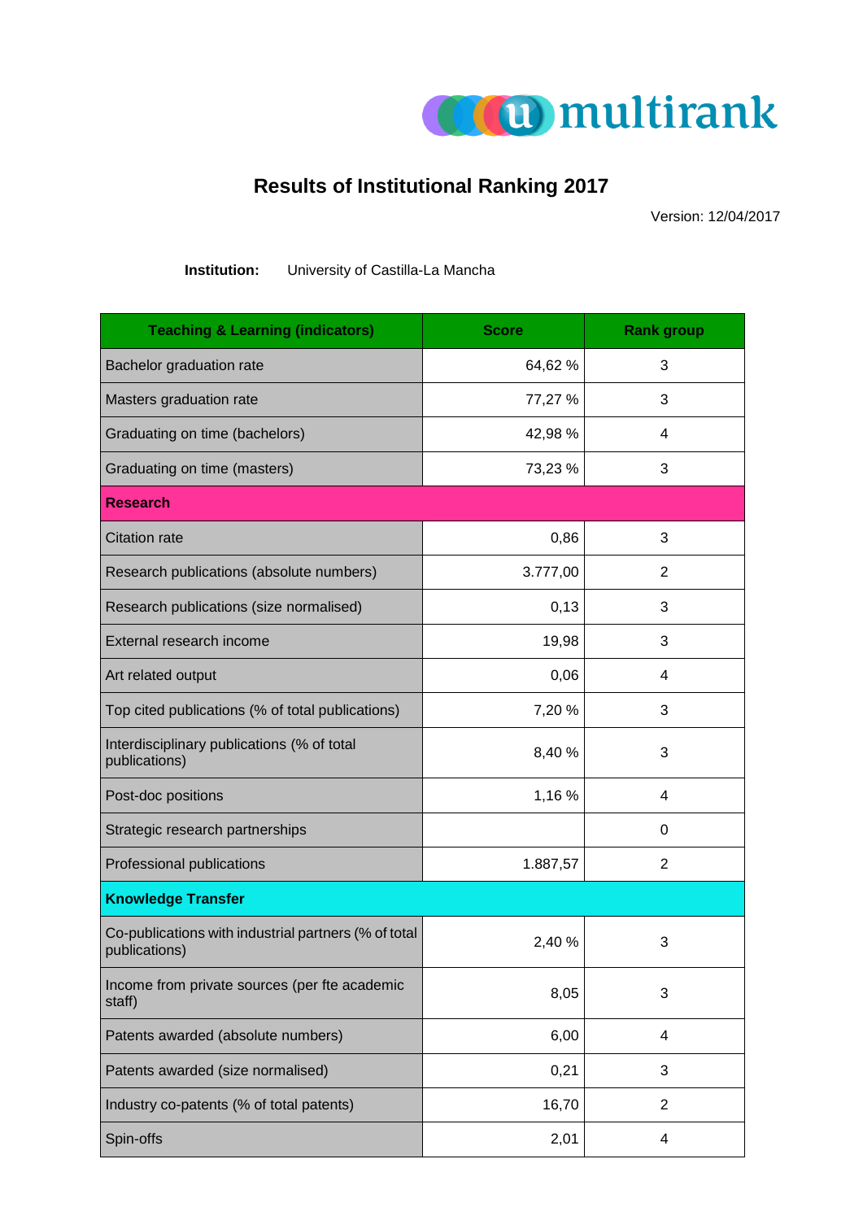umultirank

# Results of Institutional Ranking 2017

Version: 12/04/2017

**Institution:** University of Castilla-La Mancha

| Teaching & Learning (indicators) | Score | Rank group |
|---|---|---|
| Bachelor graduation rate | 64,62 % | 3 |
| Masters graduation rate | 77,27 % | 3 |
| Graduating on time (bachelors) | 42,98 % | 4 |
| Graduating on time (masters) | 73,23 % | 3 |
| **Research** | | |
| Citation rate | 0,86 | 3 |
| Research publications (absolute numbers) | 3.777,00 | 2 |
| Research publications (size normalised) | 0,13 | 3 |
| External research income | 19,98 | 3 |
| Art related output | 0,06 | 4 |
| Top cited publications (% of total publications) | 7,20 % | 3 |
| Interdisciplinary publications (% of total publications) | 8,40 % | 3 |
| Post-doc positions | 1,16 % | 4 |
| Strategic research partnerships | | 0 |
| Professional publications | 1.887,57 | 2 |
| **Knowledge Transfer** | | |
| Co-publications with industrial partners (% of total publications) | 2,40 % | 3 |
| Income from private sources (per fte academic staff) | 8,05 | 3 |
| Patents awarded (absolute numbers) | 6,00 | 4 |
| Patents awarded (size normalised) | 0,21 | 3 |
| Industry co-patents (% of total patents) | 16,70 | 2 |
| Spin-offs | 2,01 | 4 |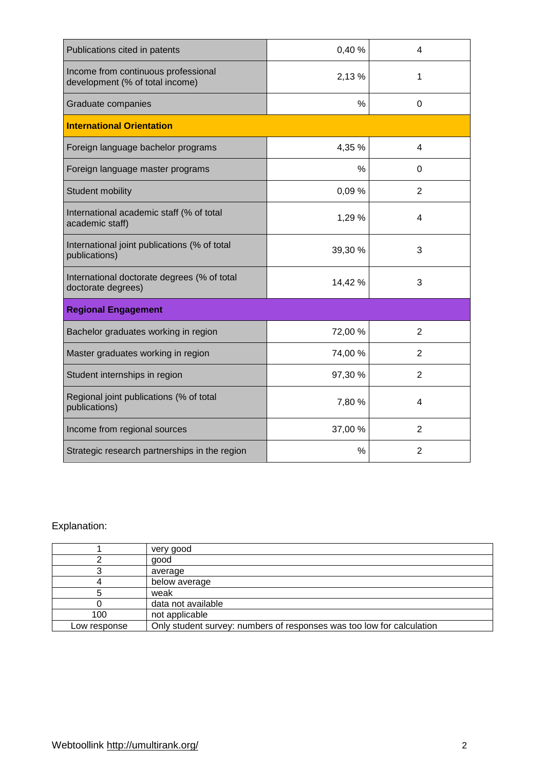| | | |
|---|---|---|
| Publications cited in patents | 0,40 % | 4 |
| Income from continuous professional development (% of total income) | 2,13 % | 1 |
| Graduate companies | % | 0 |
| **International Orientation** | | |
| Foreign language bachelor programs | 4,35 % | 4 |
| Foreign language master programs | % | 0 |
| Student mobility | 0,09 % | 2 |
| International academic staff (% of total academic staff) | 1,29 % | 4 |
| International joint publications (% of total publications) | 39,30 % | 3 |
| International doctorate degrees (% of total doctorate degrees) | 14,42 % | 3 |
| **Regional Engagement** | | |
| Bachelor graduates working in region | 72,00 % | 2 |
| Master graduates working in region | 74,00 % | 2 |
| Student internships in region | 97,30 % | 2 |
| Regional joint publications (% of total publications) | 7,80 % | 4 |
| Income from regional sources | 37,00 % | 2 |
| Strategic research partnerships in the region | % | 2 |

Explanation:

| | |
|---|---|
| 1 | very good |
| 2 | good |
| 3 | average |
| 4 | below average |
| 5 | weak |
| 0 | data not available |
| 100 | not applicable |
| Low response | Only student survey: numbers of responses was too low for calculation |

Webtoollink http://umultirank.org/